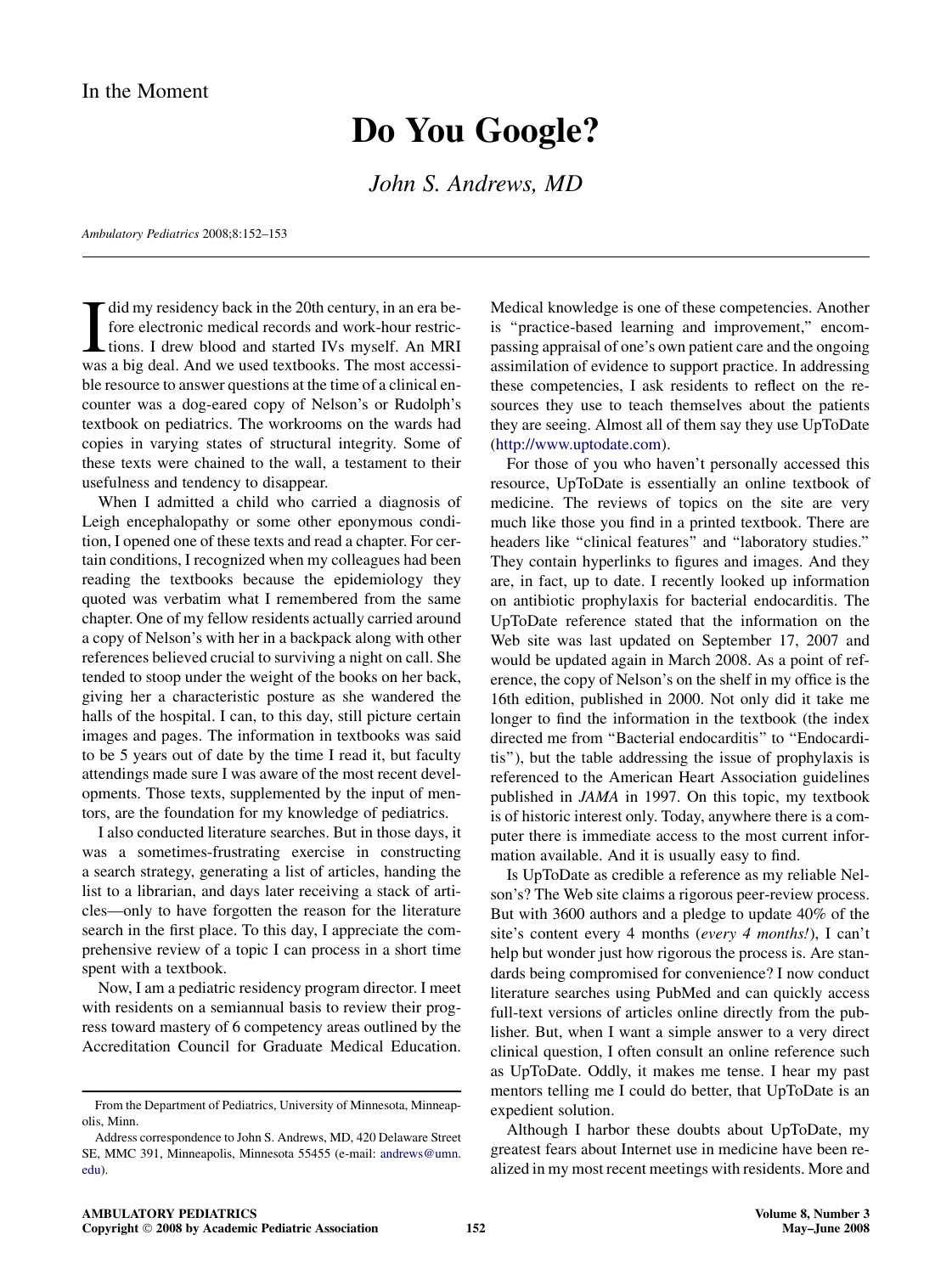In the Moment

# Do You Google?

*John S. Andrews, MD*

*Ambulatory Pediatrics* 2008;8:152–153

I did my residency back in the 20th century, in an era before electronic medical records and work-hour restrictions. I drew blood and started IVs myself. An MRI was a big deal. And we used textbooks. The most accessible resource to answer questions at the time of a clinical encounter was a dog-eared copy of Nelson's or Rudolph's textbook on pediatrics. The workrooms on the wards had copies in varying states of structural integrity. Some of these texts were chained to the wall, a testament to their usefulness and tendency to disappear.

When I admitted a child who carried a diagnosis of Leigh encephalopathy or some other eponymous condition, I opened one of these texts and read a chapter. For certain conditions, I recognized when my colleagues had been reading the textbooks because the epidemiology they quoted was verbatim what I remembered from the same chapter. One of my fellow residents actually carried around a copy of Nelson's with her in a backpack along with other references believed crucial to surviving a night on call. She tended to stoop under the weight of the books on her back, giving her a characteristic posture as she wandered the halls of the hospital. I can, to this day, still picture certain images and pages. The information in textbooks was said to be 5 years out of date by the time I read it, but faculty attendings made sure I was aware of the most recent developments. Those texts, supplemented by the input of mentors, are the foundation for my knowledge of pediatrics.

I also conducted literature searches. But in those days, it was a sometimes-frustrating exercise in constructing a search strategy, generating a list of articles, handing the list to a librarian, and days later receiving a stack of articles—only to have forgotten the reason for the literature search in the first place. To this day, I appreciate the comprehensive review of a topic I can process in a short time spent with a textbook.

Now, I am a pediatric residency program director. I meet with residents on a semiannual basis to review their progress toward mastery of 6 competency areas outlined by the Accreditation Council for Graduate Medical Education. Medical knowledge is one of these competencies. Another is "practice-based learning and improvement," encompassing appraisal of one's own patient care and the ongoing assimilation of evidence to support practice. In addressing these competencies, I ask residents to reflect on the resources they use to teach themselves about the patients they are seeing. Almost all of them say they use UpToDate (http://www.uptodate.com).

For those of you who haven't personally accessed this resource, UpToDate is essentially an online textbook of medicine. The reviews of topics on the site are very much like those you find in a printed textbook. There are headers like "clinical features" and "laboratory studies." They contain hyperlinks to figures and images. And they are, in fact, up to date. I recently looked up information on antibiotic prophylaxis for bacterial endocarditis. The UpToDate reference stated that the information on the Web site was last updated on September 17, 2007 and would be updated again in March 2008. As a point of reference, the copy of Nelson's on the shelf in my office is the 16th edition, published in 2000. Not only did it take me longer to find the information in the textbook (the index directed me from "Bacterial endocarditis" to "Endocarditis"), but the table addressing the issue of prophylaxis is referenced to the American Heart Association guidelines published in *JAMA* in 1997. On this topic, my textbook is of historic interest only. Today, anywhere there is a computer there is immediate access to the most current information available. And it is usually easy to find.

Is UpToDate as credible a reference as my reliable Nelson's? The Web site claims a rigorous peer-review process. But with 3600 authors and a pledge to update 40% of the site's content every 4 months (*every 4 months!*), I can't help but wonder just how rigorous the process is. Are standards being compromised for convenience? I now conduct literature searches using PubMed and can quickly access full-text versions of articles online directly from the publisher. But, when I want a simple answer to a very direct clinical question, I often consult an online reference such as UpToDate. Oddly, it makes me tense. I hear my past mentors telling me I could do better, that UpToDate is an expedient solution.

Although I harbor these doubts about UpToDate, my greatest fears about Internet use in medicine have been realized in my most recent meetings with residents. More and

---

From the Department of Pediatrics, University of Minnesota, Minneapolis, Minn.

Address correspondence to John S. Andrews, MD, 420 Delaware Street SE, MMC 391, Minneapolis, Minnesota 55455 (e-mail: andrews@umn.edu).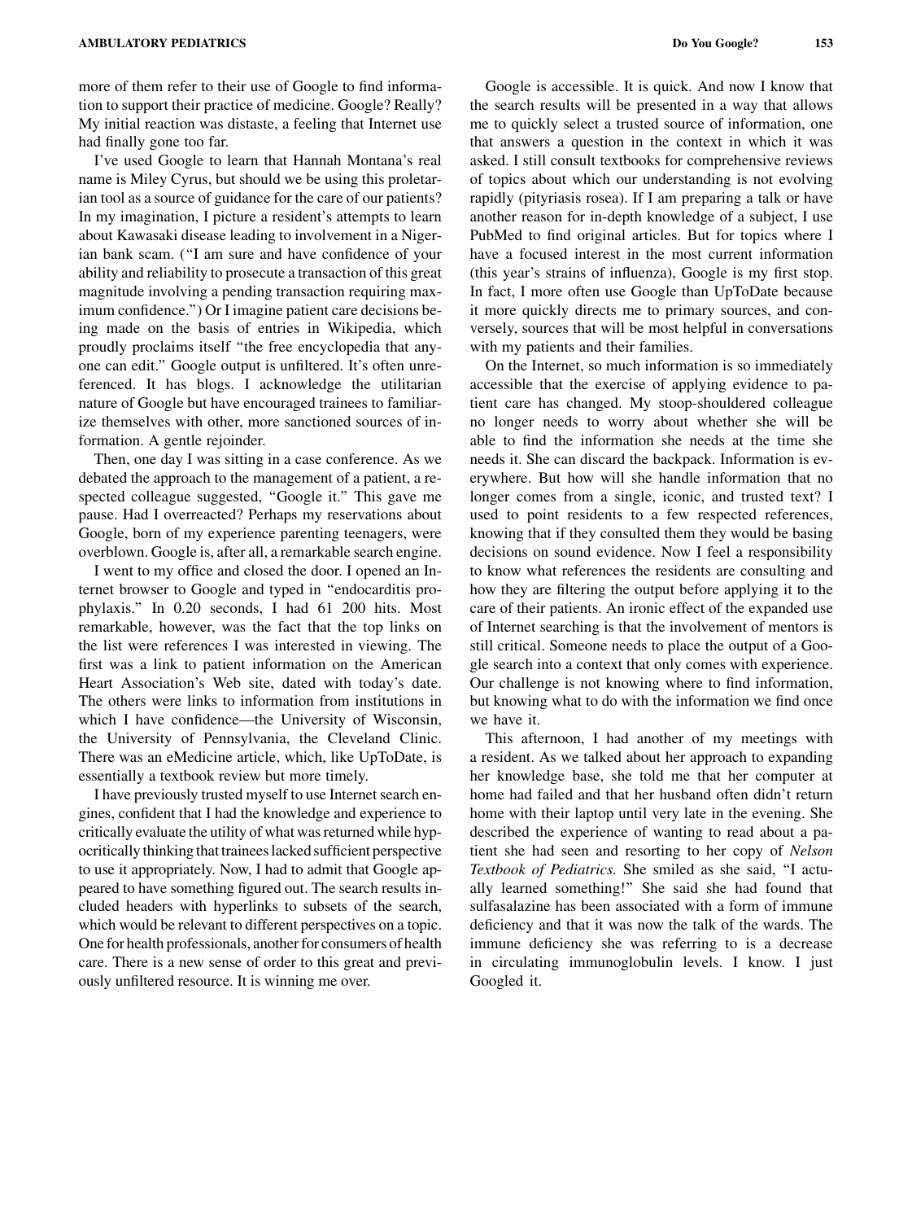more of them refer to their use of Google to find information to support their practice of medicine. Google? Really? My initial reaction was distaste, a feeling that Internet use had finally gone too far.

I've used Google to learn that Hannah Montana's real name is Miley Cyrus, but should we be using this proletarian tool as a source of guidance for the care of our patients? In my imagination, I picture a resident's attempts to learn about Kawasaki disease leading to involvement in a Nigerian bank scam. ("I am sure and have confidence of your ability and reliability to prosecute a transaction of this great magnitude involving a pending transaction requiring maximum confidence.") Or I imagine patient care decisions being made on the basis of entries in Wikipedia, which proudly proclaims itself "the free encyclopedia that anyone can edit." Google output is unfiltered. It's often unreferenced. It has blogs. I acknowledge the utilitarian nature of Google but have encouraged trainees to familiarize themselves with other, more sanctioned sources of information. A gentle rejoinder.

Then, one day I was sitting in a case conference. As we debated the approach to the management of a patient, a respected colleague suggested, "Google it." This gave me pause. Had I overreacted? Perhaps my reservations about Google, born of my experience parenting teenagers, were overblown. Google is, after all, a remarkable search engine.

I went to my office and closed the door. I opened an Internet browser to Google and typed in "endocarditis prophylaxis." In 0.20 seconds, I had 61 200 hits. Most remarkable, however, was the fact that the top links on the list were references I was interested in viewing. The first was a link to patient information on the American Heart Association's Web site, dated with today's date. The others were links to information from institutions in which I have confidence—the University of Wisconsin, the University of Pennsylvania, the Cleveland Clinic. There was an eMedicine article, which, like UpToDate, is essentially a textbook review but more timely.

I have previously trusted myself to use Internet search engines, confident that I had the knowledge and experience to critically evaluate the utility of what was returned while hypocritically thinking that trainees lacked sufficient perspective to use it appropriately. Now, I had to admit that Google appeared to have something figured out. The search results included headers with hyperlinks to subsets of the search, which would be relevant to different perspectives on a topic. One for health professionals, another for consumers of health care. There is a new sense of order to this great and previously unfiltered resource. It is winning me over.

Google is accessible. It is quick. And now I know that the search results will be presented in a way that allows me to quickly select a trusted source of information, one that answers a question in the context in which it was asked. I still consult textbooks for comprehensive reviews of topics about which our understanding is not evolving rapidly (pityriasis rosea). If I am preparing a talk or have another reason for in-depth knowledge of a subject, I use PubMed to find original articles. But for topics where I have a focused interest in the most current information (this year's strains of influenza), Google is my first stop. In fact, I more often use Google than UpToDate because it more quickly directs me to primary sources, and conversely, sources that will be most helpful in conversations with my patients and their families.

On the Internet, so much information is so immediately accessible that the exercise of applying evidence to patient care has changed. My stoop-shouldered colleague no longer needs to worry about whether she will be able to find the information she needs at the time she needs it. She can discard the backpack. Information is everywhere. But how will she handle information that no longer comes from a single, iconic, and trusted text? I used to point residents to a few respected references, knowing that if they consulted them they would be basing decisions on sound evidence. Now I feel a responsibility to know what references the residents are consulting and how they are filtering the output before applying it to the care of their patients. An ironic effect of the expanded use of Internet searching is that the involvement of mentors is still critical. Someone needs to place the output of a Google search into a context that only comes with experience. Our challenge is not knowing where to find information, but knowing what to do with the information we find once we have it.

This afternoon, I had another of my meetings with a resident. As we talked about her approach to expanding her knowledge base, she told me that her computer at home had failed and that her husband often didn't return home with their laptop until very late in the evening. She described the experience of wanting to read about a patient she had seen and resorting to her copy of *Nelson Textbook of Pediatrics.* She smiled as she said, "I actually learned something!" She said she had found that sulfasalazine has been associated with a form of immune deficiency and that it was now the talk of the wards. The immune deficiency she was referring to is a decrease in circulating immunoglobulin levels. I know. I just Googled it.